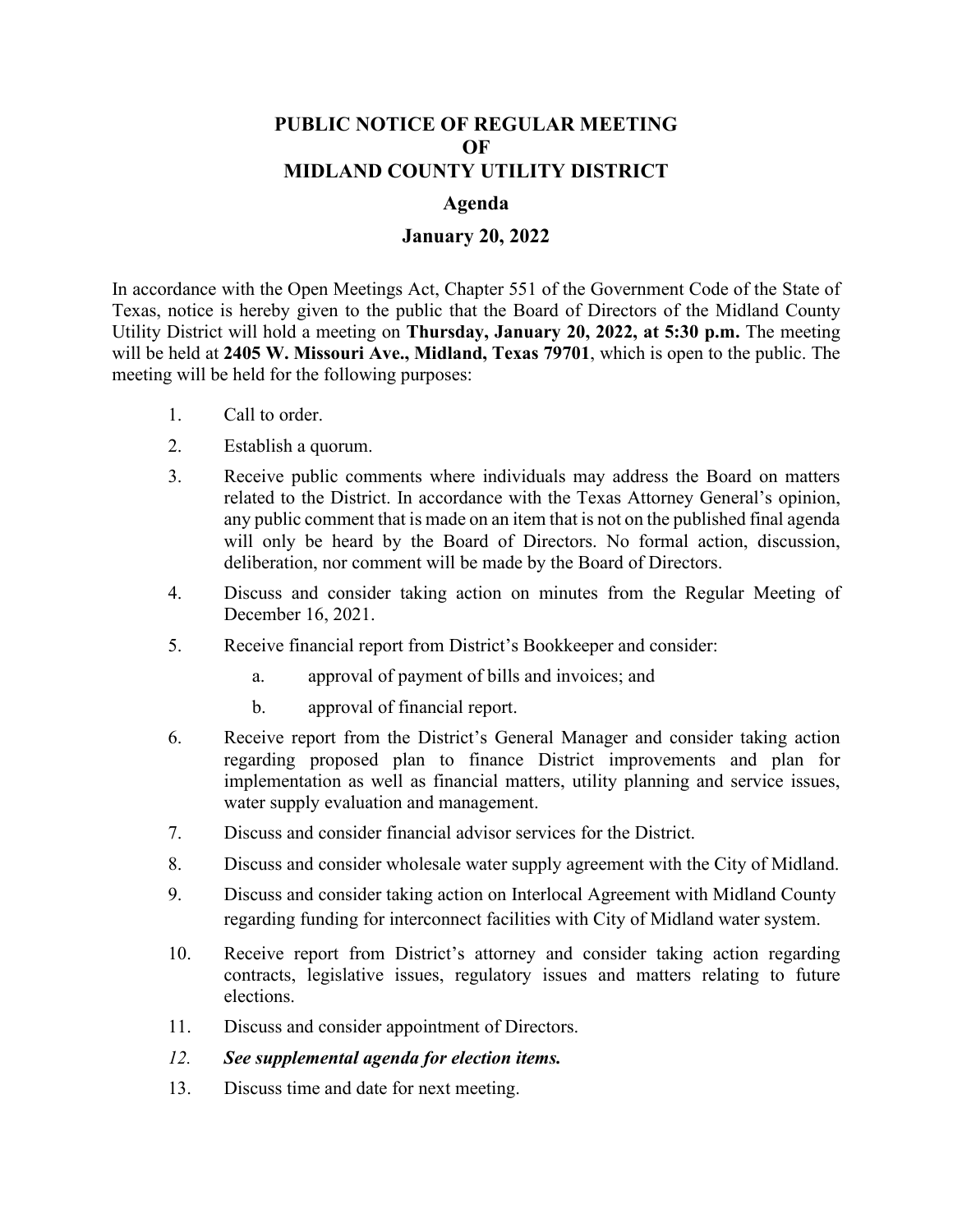# PUBLIC NOTICE OF REGULAR MEETING
# OF
# MIDLAND COUNTY UTILITY DISTRICT

## Agenda

## January 20, 2022

In accordance with the Open Meetings Act, Chapter 551 of the Government Code of the State of Texas, notice is hereby given to the public that the Board of Directors of the Midland County Utility District will hold a meeting on **Thursday, January 20, 2022, at 5:30 p.m.** The meeting will be held at **2405 W. Missouri Ave., Midland, Texas 79701**, which is open to the public. The meeting will be held for the following purposes:

1. Call to order.
2. Establish a quorum.
3. Receive public comments where individuals may address the Board on matters related to the District. In accordance with the Texas Attorney General's opinion, any public comment that is made on an item that is not on the published final agenda will only be heard by the Board of Directors. No formal action, discussion, deliberation, nor comment will be made by the Board of Directors.
4. Discuss and consider taking action on minutes from the Regular Meeting of December 16, 2021.
5. Receive financial report from District's Bookkeeper and consider:
   a. approval of payment of bills and invoices; and
   b. approval of financial report.
6. Receive report from the District's General Manager and consider taking action regarding proposed plan to finance District improvements and plan for implementation as well as financial matters, utility planning and service issues, water supply evaluation and management.
7. Discuss and consider financial advisor services for the District.
8. Discuss and consider wholesale water supply agreement with the City of Midland.
9. Discuss and consider taking action on Interlocal Agreement with Midland County regarding funding for interconnect facilities with City of Midland water system.
10. Receive report from District's attorney and consider taking action regarding contracts, legislative issues, regulatory issues and matters relating to future elections.
11. Discuss and consider appointment of Directors.
12. ***See supplemental agenda for election items.***
13. Discuss time and date for next meeting.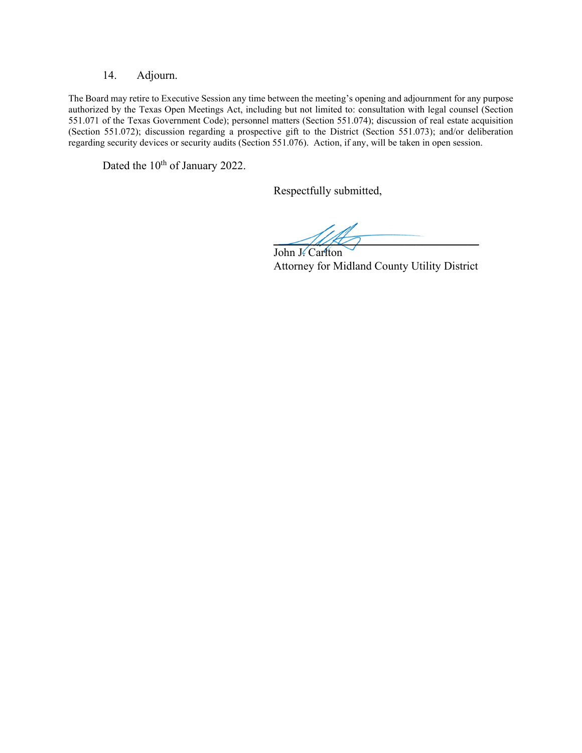14. Adjourn.

The Board may retire to Executive Session any time between the meeting's opening and adjournment for any purpose authorized by the Texas Open Meetings Act, including but not limited to: consultation with legal counsel (Section 551.071 of the Texas Government Code); personnel matters (Section 551.074); discussion of real estate acquisition (Section 551.072); discussion regarding a prospective gift to the District (Section 551.073); and/or deliberation regarding security devices or security audits (Section 551.076). Action, if any, will be taken in open session.

Dated the 10th of January 2022.

Respectfully submitted,

John J. Carlton
Attorney for Midland County Utility District